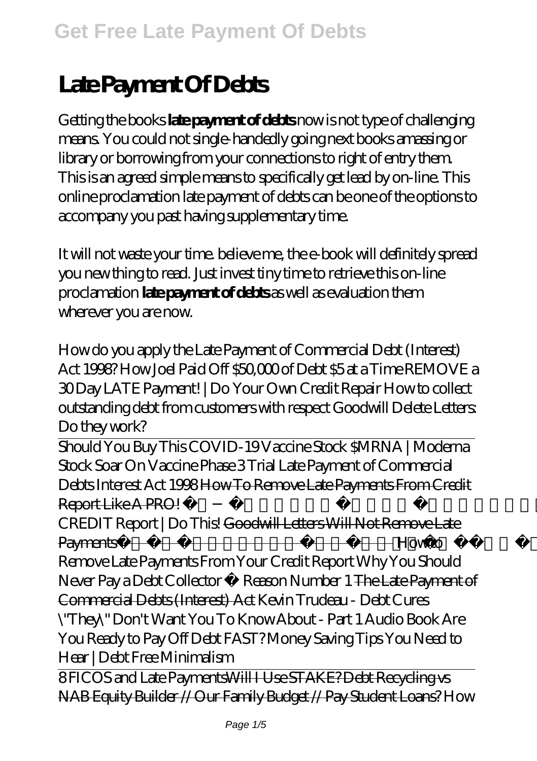# Late Payment Of Debts

Getting the books **late payment of debts** now is not type of challenging means. You could not single-handedly going next books amassing or library or borrowing from your connections to right of entry them. This is an agreed simple means to specifically get lead by on-line. This online proclamation late payment of debts can be one of the options to accompany you past having supplementary time.

It will not waste your time. believe me, the e-book will definitely spread you new thing to read. Just invest tiny time to retrieve this on-line proclamation **late payment of debts** as well as evaluation them wherever you are now.

*How do you apply the Late Payment of Commercial Debt (Interest) Act 1998? How Joel Paid Off $50,000 of Debt $5 at a Time REMOVE a 30 Day LATE Payment! | Do Your Own Credit Repair How to collect outstanding debt from customers with respect Goodwill Delete Letters: Do they work?*

Should You Buy This COVID-19 Vaccine Stock $MRNA | Moderna Stock Soar On Vaccine Phase 3 Trial *Late Payment of Commercial Debts Interest Act 1998* ~~How To Remove Late Payments From Credit Report Like A PRO!~~ *CREDIT Report | Do This!* ~~Goodwill Letters Will Not Remove Late Payments~~ *How to Remove Late Payments From Your Credit Report Why You Should Never Pay a Debt Collector ► Reason Number 1* ~~The Late Payment of Commercial Debts (Interest) Act~~ *Kevin Trudeau - Debt Cures "They" Don't Want You To Know About - Part 1 Audio Book Are You Ready to Pay Off Debt FAST? Money Saving Tips You Need to Hear | Debt Free Minimalism*

8 FICOS and Late Payments~~Will I Use STAKE? Debt Recycling vs NAB Equity Builder // Our Family Budget // Pay Student Loans?~~ *How*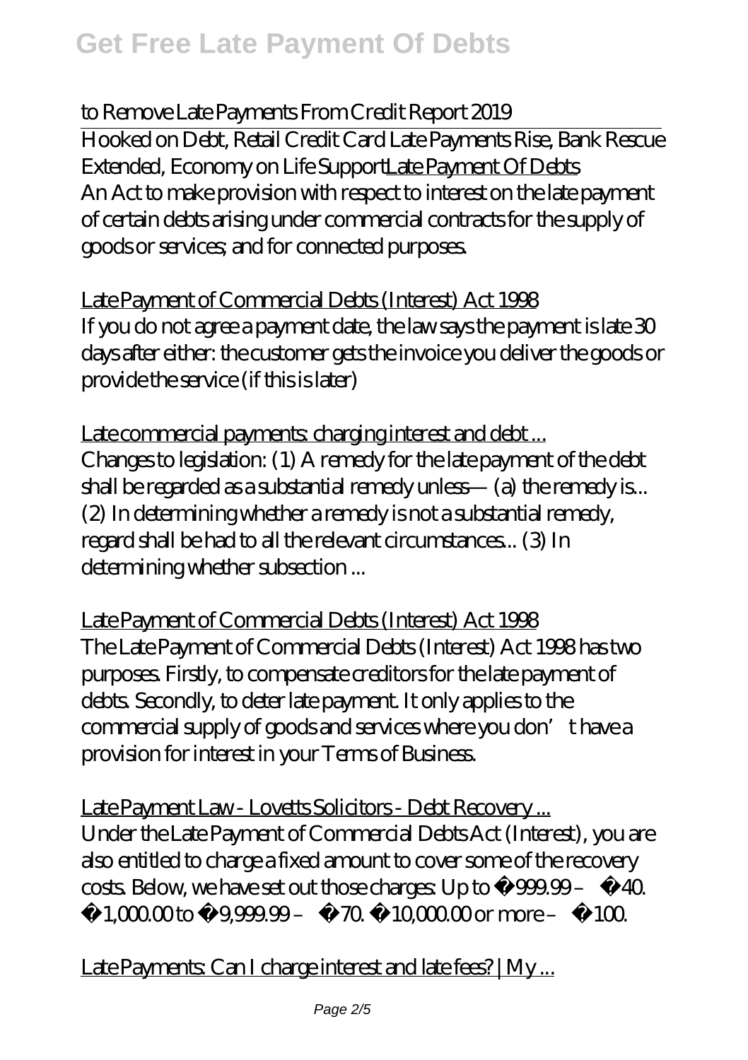to Remove Late Payments From Credit Report 2019

Hooked on Debt, Retail Credit Card Late Payments Rise, Bank Rescue Extended, Economy on Life SupportLate Payment Of Debts

An Act to make provision with respect to interest on the late payment of certain debts arising under commercial contracts for the supply of goods or services; and for connected purposes.

Late Payment of Commercial Debts (Interest) Act 1998

If you do not agree a payment date, the law says the payment is late 30 days after either: the customer gets the invoice you deliver the goods or provide the service (if this is later)

Late commercial payments: charging interest and debt ...

Changes to legislation: (1) A remedy for the late payment of the debt shall be regarded as a substantial remedy unless— (a) the remedy is... (2) In determining whether a remedy is not a substantial remedy, regard shall be had to all the relevant circumstances... (3) In determining whether subsection ...

Late Payment of Commercial Debts (Interest) Act 1998

The Late Payment of Commercial Debts (Interest) Act 1998 has two purposes. Firstly, to compensate creditors for the late payment of debts. Secondly, to deter late payment. It only applies to the commercial supply of goods and services where you don't have a provision for interest in your Terms of Business.

Late Payment Law - Lovetts Solicitors - Debt Recovery ...

Under the Late Payment of Commercial Debts Act (Interest), you are also entitled to charge a fixed amount to cover some of the recovery costs. Below, we have set out those charges: Up to £999.99 – £40. £1,000.00 to £9,999.99 – £70. £10,000.00 or more – £100.

Late Payments: Can I charge interest and late fees? | My ...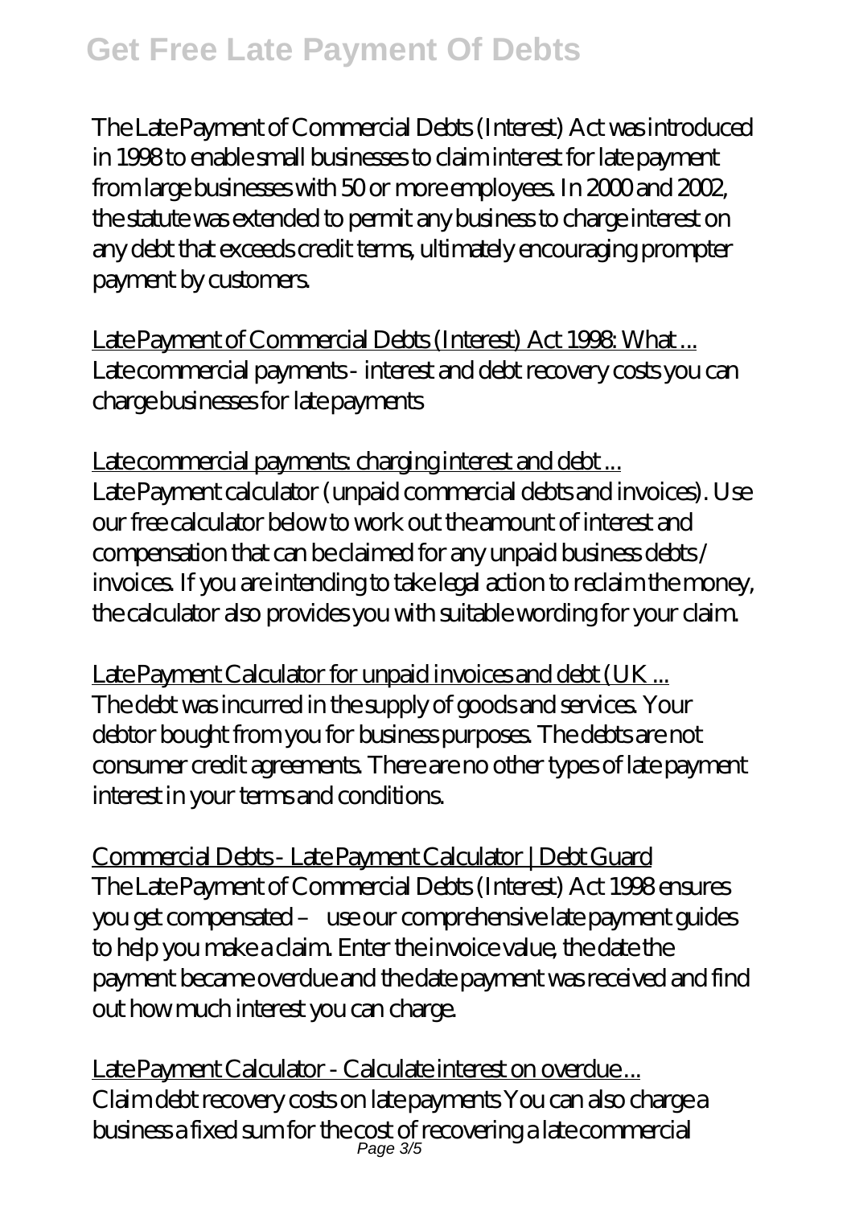The Late Payment of Commercial Debts (Interest) Act was introduced in 1998 to enable small businesses to claim interest for late payment from large businesses with 50 or more employees. In 2000 and 2002, the statute was extended to permit any business to charge interest on any debt that exceeds credit terms, ultimately encouraging prompter payment by customers.

Late Payment of Commercial Debts (Interest) Act 1998: What ...
Late commercial payments - interest and debt recovery costs you can charge businesses for late payments

Late commercial payments: charging interest and debt ...
Late Payment calculator (unpaid commercial debts and invoices). Use our free calculator below to work out the amount of interest and compensation that can be claimed for any unpaid business debts / invoices. If you are intending to take legal action to reclaim the money, the calculator also provides you with suitable wording for your claim.

Late Payment Calculator for unpaid invoices and debt (UK ...
The debt was incurred in the supply of goods and services. Your debtor bought from you for business purposes. The debts are not consumer credit agreements. There are no other types of late payment interest in your terms and conditions.

Commercial Debts - Late Payment Calculator | Debt Guard
The Late Payment of Commercial Debts (Interest) Act 1998 ensures you get compensated – use our comprehensive late payment guides to help you make a claim. Enter the invoice value, the date the payment became overdue and the date payment was received and find out how much interest you can charge.

Late Payment Calculator - Calculate interest on overdue ...
Claim debt recovery costs on late payments You can also charge a business a fixed sum for the cost of recovering a late commercial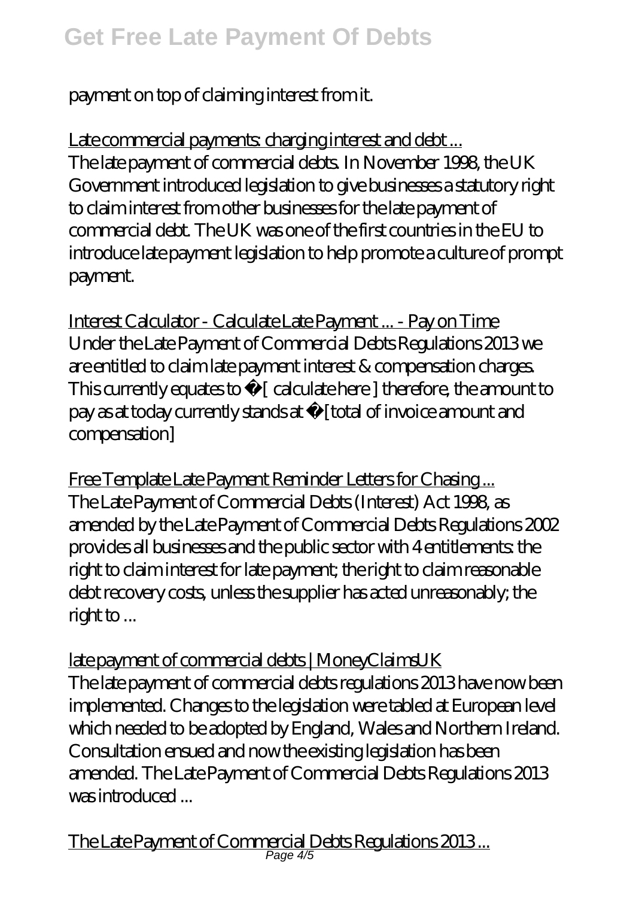payment on top of claiming interest from it.

Late commercial payments: charging interest and debt ...
The late payment of commercial debts. In November 1998, the UK Government introduced legislation to give businesses a statutory right to claim interest from other businesses for the late payment of commercial debt. The UK was one of the first countries in the EU to introduce late payment legislation to help promote a culture of prompt payment.

Interest Calculator - Calculate Late Payment ... - Pay on Time
Under the Late Payment of Commercial Debts Regulations 2013 we are entitled to claim late payment interest & compensation charges. This currently equates to £[ calculate here ] therefore, the amount to pay as at today currently stands at £[total of invoice amount and compensation]

Free Template Late Payment Reminder Letters for Chasing ...
The Late Payment of Commercial Debts (Interest) Act 1998, as amended by the Late Payment of Commercial Debts Regulations 2002 provides all businesses and the public sector with 4 entitlements: the right to claim interest for late payment; the right to claim reasonable debt recovery costs, unless the supplier has acted unreasonably; the right to ...

late payment of commercial debts | MoneyClaimsUK
The late payment of commercial debts regulations 2013 have now been implemented. Changes to the legislation were tabled at European level which needed to be adopted by England, Wales and Northern Ireland. Consultation ensued and now the existing legislation has been amended. The Late Payment of Commercial Debts Regulations 2013 was introduced ...

The Late Payment of Commercial Debts Regulations 2013 ...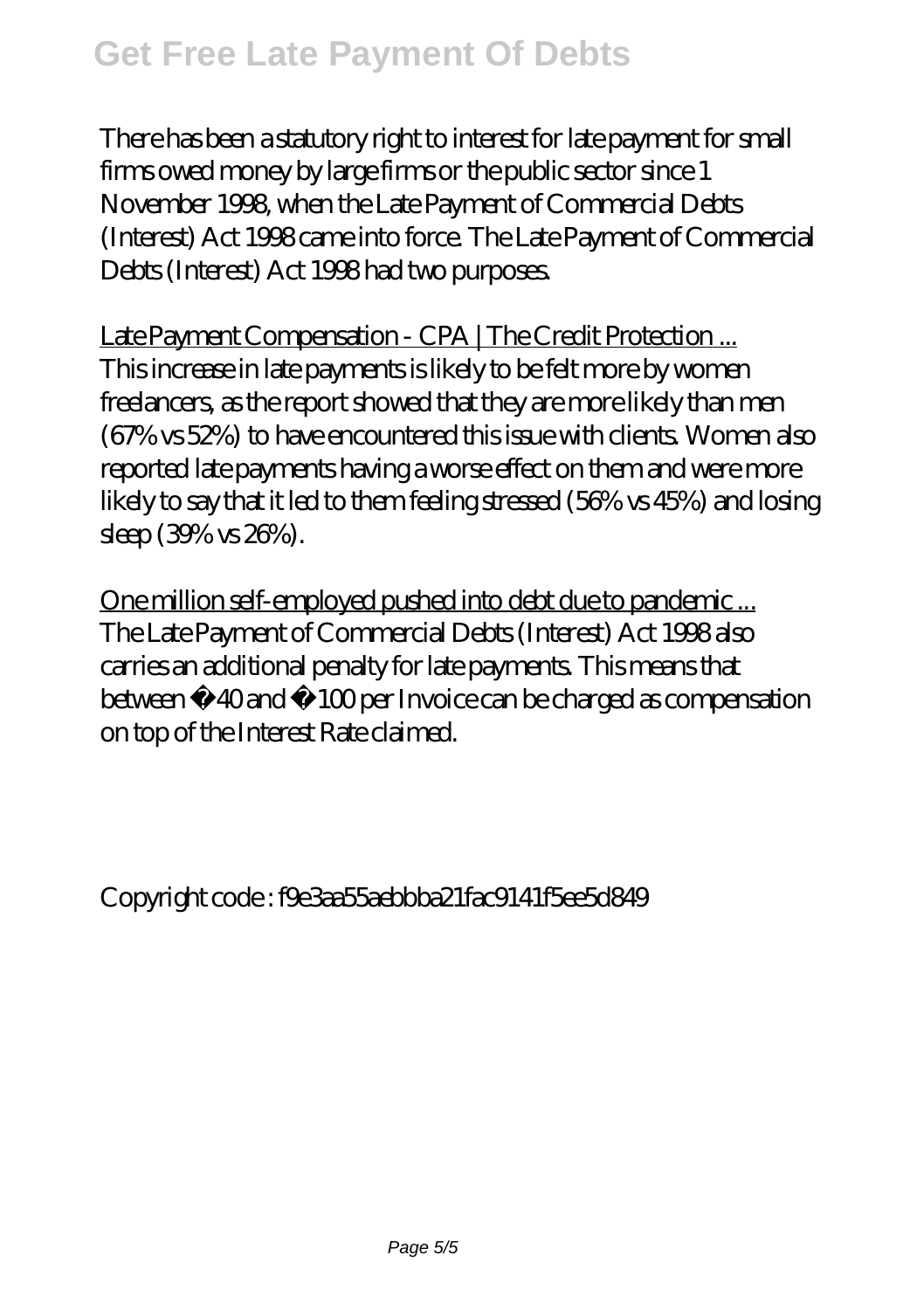There has been a statutory right to interest for late payment for small firms owed money by large firms or the public sector since 1 November 1998, when the Late Payment of Commercial Debts (Interest) Act 1998 came into force. The Late Payment of Commercial Debts (Interest) Act 1998 had two purposes.

Late Payment Compensation - CPA | The Credit Protection ...
This increase in late payments is likely to be felt more by women freelancers, as the report showed that they are more likely than men (67% vs 52%) to have encountered this issue with clients. Women also reported late payments having a worse effect on them and were more likely to say that it led to them feeling stressed (56% vs 45%) and losing sleep (39% vs 26%).

One million self-employed pushed into debt due to pandemic ...
The Late Payment of Commercial Debts (Interest) Act 1998 also carries an additional penalty for late payments. This means that between £40 and £100 per Invoice can be charged as compensation on top of the Interest Rate claimed.

Copyright code : f9e3aa55aebbba21fac9141f5ee5d849